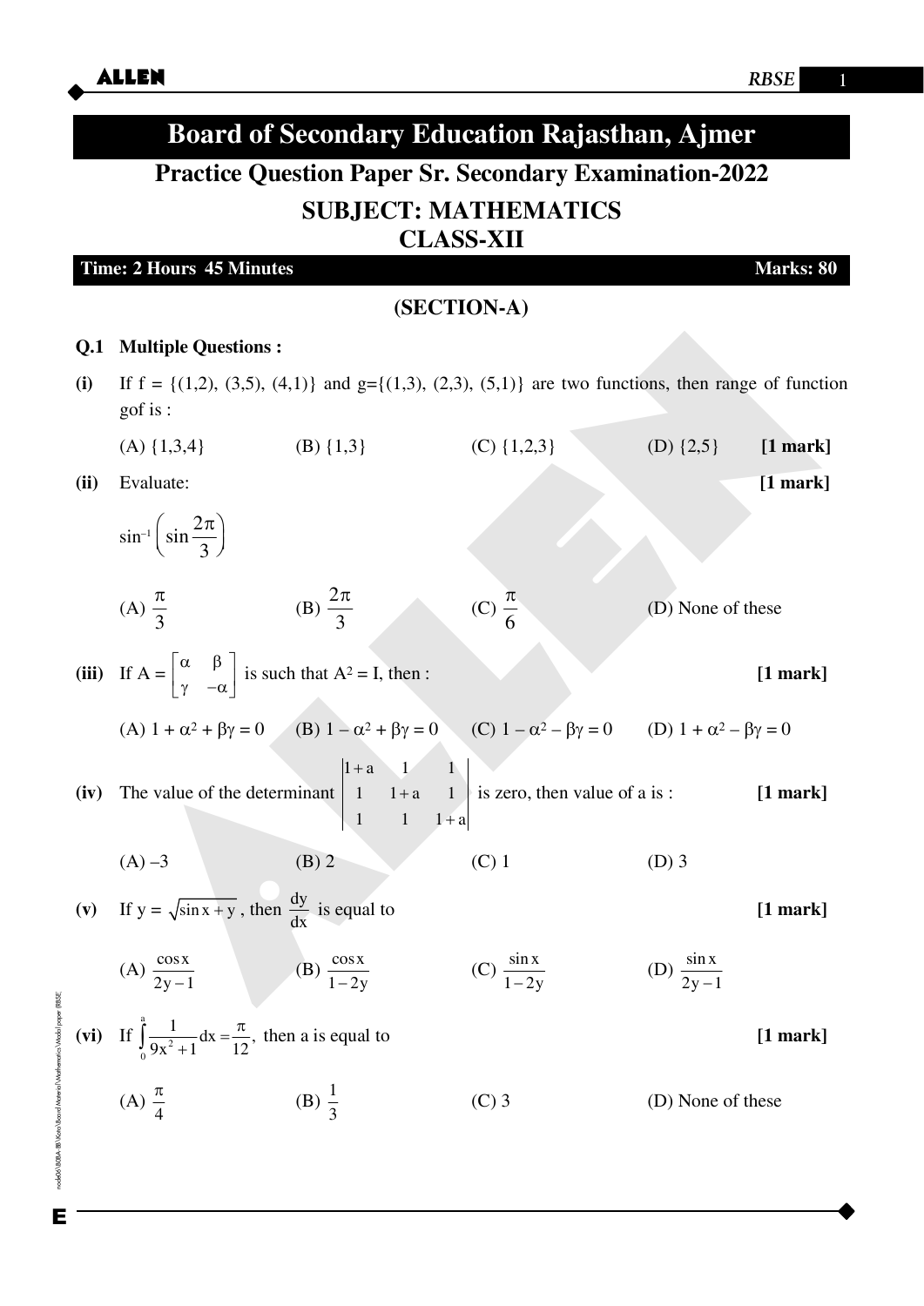# Board of Secondary Education Rajasthan, Ajmer

## Practice Question Paper Sr. Secondary Examination-2022

## SUBJECT: MATHEMATICS
## CLASS-XII

**Time: 2 Hours 45 Minutes** **Marks: 80**

### (SECTION-A)

**Q.1 Multiple Questions :**

**(i)** If f = {(1,2), (3,5), (4,1)} and g={(1,3), (2,3), (5,1)} are two functions, then range of function gof is :

(A) {1,3,4} (B) {1,3} (C) {1,2,3} (D) {2,5} **[1 mark]**

**(ii)** Evaluate: **[1 mark]**

$$\sin^{-1}\left(\sin\frac{2\pi}{3}\right)$$

(A) $\frac{\pi}{3}$ (B) $\frac{2\pi}{3}$ (C) $\frac{\pi}{6}$ (D) None of these

**(iii)** If A = $\begin{bmatrix} \alpha & \beta \\ \gamma & -\alpha \end{bmatrix}$ is such that $A^2 = I$, then : **[1 mark]**

(A) $1 + \alpha^2 + \beta\gamma = 0$ (B) $1 - \alpha^2 + \beta\gamma = 0$ (C) $1 - \alpha^2 - \beta\gamma = 0$ (D) $1 + \alpha^2 - \beta\gamma = 0$

**(iv)** The value of the determinant $\begin{vmatrix} 1+a & 1 & 1 \\ 1 & 1+a & 1 \\ 1 & 1 & 1+a \end{vmatrix}$ is zero, then value of a is : **[1 mark]**

(A) –3 (B) 2 (C) 1 (D) 3

**(v)** If $y = \sqrt{\sin x + y}$, then $\frac{dy}{dx}$ is equal to **[1 mark]**

(A) $\frac{\cos x}{2y-1}$ (B) $\frac{\cos x}{1-2y}$ (C) $\frac{\sin x}{1-2y}$ (D) $\frac{\sin x}{2y-1}$

**(vi)** If $\int_0^a \frac{1}{9x^2+1}dx = \frac{\pi}{12}$, then a is equal to **[1 mark]**

(A) $\frac{\pi}{4}$ (B) $\frac{1}{3}$ (C) 3 (D) None of these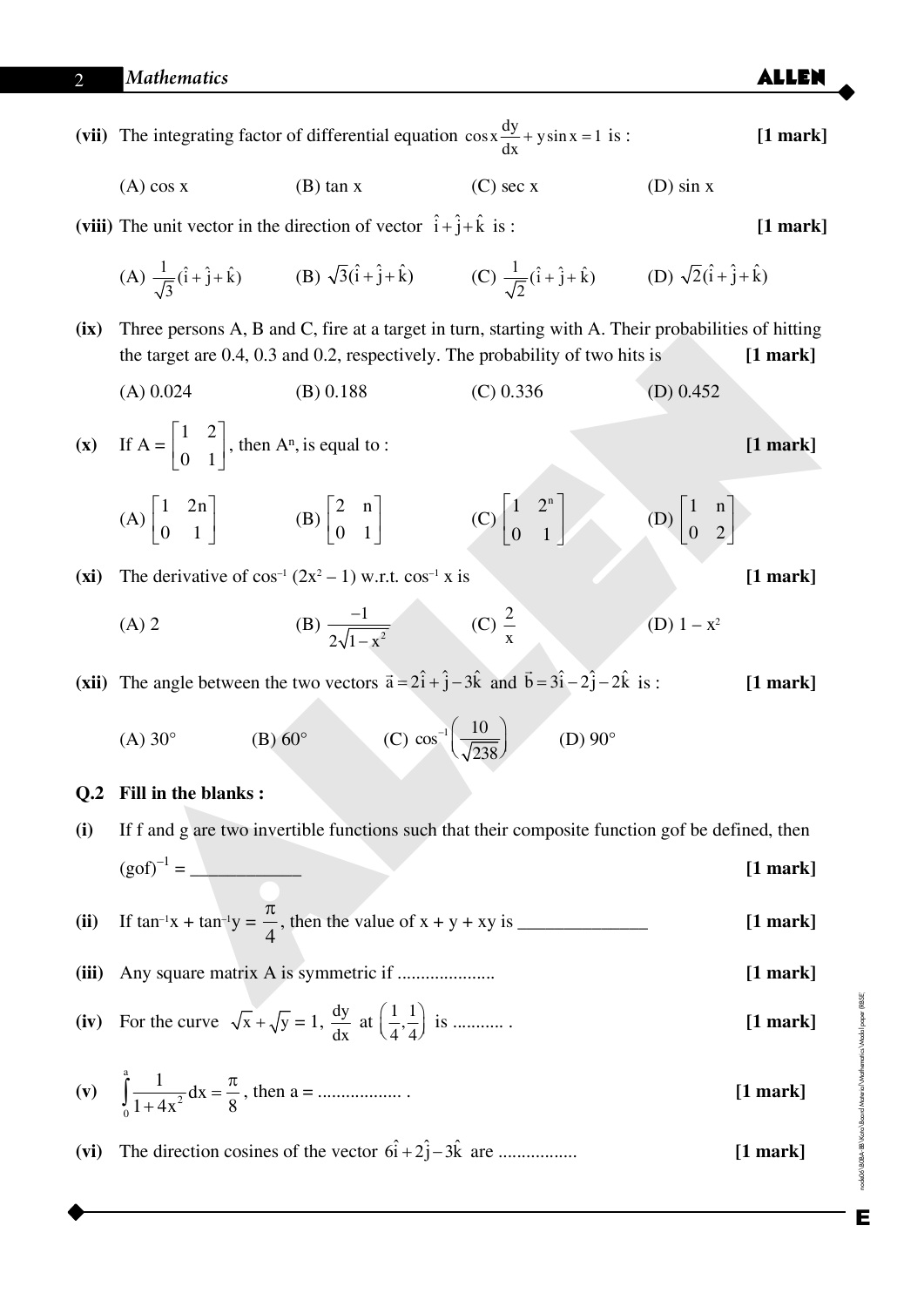**(vii)** The integrating factor of differential equation $\cos x \frac{dy}{dx} + y\sin x = 1$ is : **[1 mark]**

(A) cos x (B) tan x (C) sec x (D) sin x

**(viii)** The unit vector in the direction of vector $\hat{i}+\hat{j}+\hat{k}$ is : **[1 mark]**

(A) $\frac{1}{\sqrt{3}}(\hat{i}+\hat{j}+\hat{k})$ (B) $\sqrt{3}(\hat{i}+\hat{j}+\hat{k})$ (C) $\frac{1}{\sqrt{2}}(\hat{i}+\hat{j}+\hat{k})$ (D) $\sqrt{2}(\hat{i}+\hat{j}+\hat{k})$

**(ix)** Three persons A, B and C, fire at a target in turn, starting with A. Their probabilities of hitting the target are 0.4, 0.3 and 0.2, respectively. The probability of two hits is **[1 mark]**

(A) 0.024 (B) 0.188 (C) 0.336 (D) 0.452

**(x)** If A = $\begin{bmatrix} 1 & 2 \\ 0 & 1 \end{bmatrix}$, then $A^n$, is equal to : **[1 mark]**

(A) $\begin{bmatrix} 1 & 2n \\ 0 & 1 \end{bmatrix}$ (B) $\begin{bmatrix} 2 & n \\ 0 & 1 \end{bmatrix}$ (C) $\begin{bmatrix} 1 & 2^n \\ 0 & 1 \end{bmatrix}$ (D) $\begin{bmatrix} 1 & n \\ 0 & 2 \end{bmatrix}$

**(xi)** The derivative of $\cos^{-1}(2x^2 - 1)$ w.r.t. $\cos^{-1} x$ is **[1 mark]**

(A) 2 (B) $\frac{-1}{2\sqrt{1-x^2}}$ (C) $\frac{2}{x}$ (D) $1 - x^2$

**(xii)** The angle between the two vectors $\vec{a} = 2\hat{i}+\hat{j}-3\hat{k}$ and $\vec{b} = 3\hat{i}-2\hat{j}-2\hat{k}$ is : **[1 mark]**

(A) 30° (B) 60° (C) $\cos^{-1}\left(\frac{10}{\sqrt{238}}\right)$ (D) 90°

**Q.2 Fill in the blanks :**

**(i)** If f and g are two invertible functions such that their composite function gof be defined, then $(gof)^{-1}$ = ____________ **[1 mark]**

**(ii)** If $\tan^{-1}x + \tan^{-1}y = \frac{\pi}{4}$, then the value of x + y + xy is ______________ **[1 mark]**

**(iii)** Any square matrix A is symmetric if .................... **[1 mark]**

**(iv)** For the curve $\sqrt{x} + \sqrt{y} = 1$, $\frac{dy}{dx}$ at $\left(\frac{1}{4}, \frac{1}{4}\right)$ is ........... . **[1 mark]**

**(v)** $\int_0^a \frac{1}{1+4x^2}dx = \frac{\pi}{8}$, then a = .................. . **[1 mark]**

**(vi)** The direction cosines of the vector $6\hat{i}+2\hat{j}-3\hat{k}$ are ................. **[1 mark]**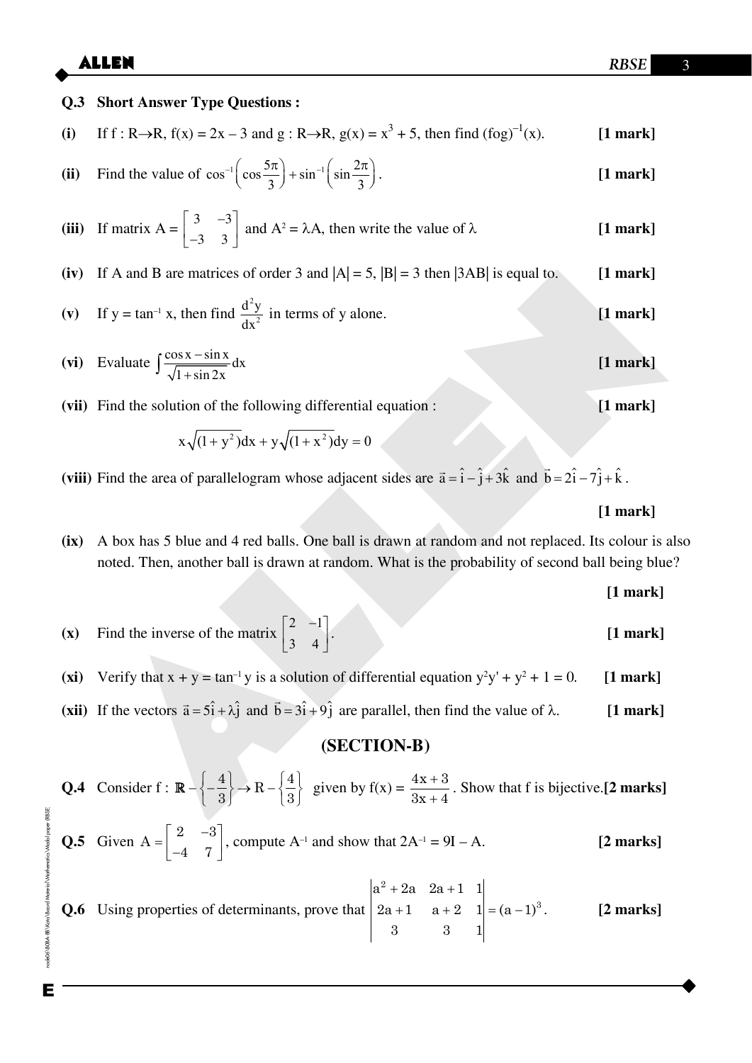**Q.3 Short Answer Type Questions :**

**(i)** If f : R→R, f(x) = 2x – 3 and g : R→R, g(x) = $x^3$ + 5, then find $(fog)^{-1}(x)$. **[1 mark]**

**(ii)** Find the value of $\cos^{-1}\left(\cos\frac{5\pi}{3}\right)+\sin^{-1}\left(\sin\frac{2\pi}{3}\right)$. **[1 mark]**

**(iii)** If matrix A = $\begin{bmatrix} 3 & -3 \\ -3 & 3 \end{bmatrix}$ and $A^2 = \lambda A$, then write the value of λ **[1 mark]**

**(iv)** If A and B are matrices of order 3 and |A| = 5, |B| = 3 then |3AB| is equal to. **[1 mark]**

**(v)** If $y = \tan^{-1} x$, then find $\frac{d^2y}{dx^2}$ in terms of y alone. **[1 mark]**

**(vi)** Evaluate $\int \frac{\cos x - \sin x}{\sqrt{1+\sin 2x}}dx$ **[1 mark]**

**(vii)** Find the solution of the following differential equation : **[1 mark]**

$$x\sqrt{(1+y^2)}dx + y\sqrt{(1+x^2)}dy = 0$$

**(viii)** Find the area of parallelogram whose adjacent sides are $\vec{a} = \hat{i} - \hat{j} + 3\hat{k}$ and $\vec{b} = 2\hat{i} - 7\hat{j} + \hat{k}$.

**[1 mark]**

**(ix)** A box has 5 blue and 4 red balls. One ball is drawn at random and not replaced. Its colour is also noted. Then, another ball is drawn at random. What is the probability of second ball being blue?

**[1 mark]**

**(x)** Find the inverse of the matrix $\begin{bmatrix} 2 & -1 \\ 3 & 4 \end{bmatrix}$. **[1 mark]**

**(xi)** Verify that $x + y = \tan^{-1} y$ is a solution of differential equation $y^2y' + y^2 + 1 = 0$. **[1 mark]**

**(xii)** If the vectors $\vec{a} = 5\hat{i} + \lambda\hat{j}$ and $\vec{b} = 3\hat{i} + 9\hat{j}$ are parallel, then find the value of λ. **[1 mark]**

## (SECTION-B)

**Q.4** Consider f : $\mathbb{R} - \left\{-\frac{4}{3}\right\} \rightarrow R - \left\{\frac{4}{3}\right\}$ given by f(x) = $\frac{4x+3}{3x+4}$. Show that f is bijective. **[2 marks]**

**Q.5** Given $A = \begin{bmatrix} 2 & -3 \\ -4 & 7 \end{bmatrix}$, compute $A^{-1}$ and show that $2A^{-1} = 9I - A$. **[2 marks]**

**Q.6** Using properties of determinants, prove that $\begin{vmatrix} a^2+2a & 2a+1 & 1 \\ 2a+1 & a+2 & 1 \\ 3 & 3 & 1 \end{vmatrix} = (a-1)^3$. **[2 marks]**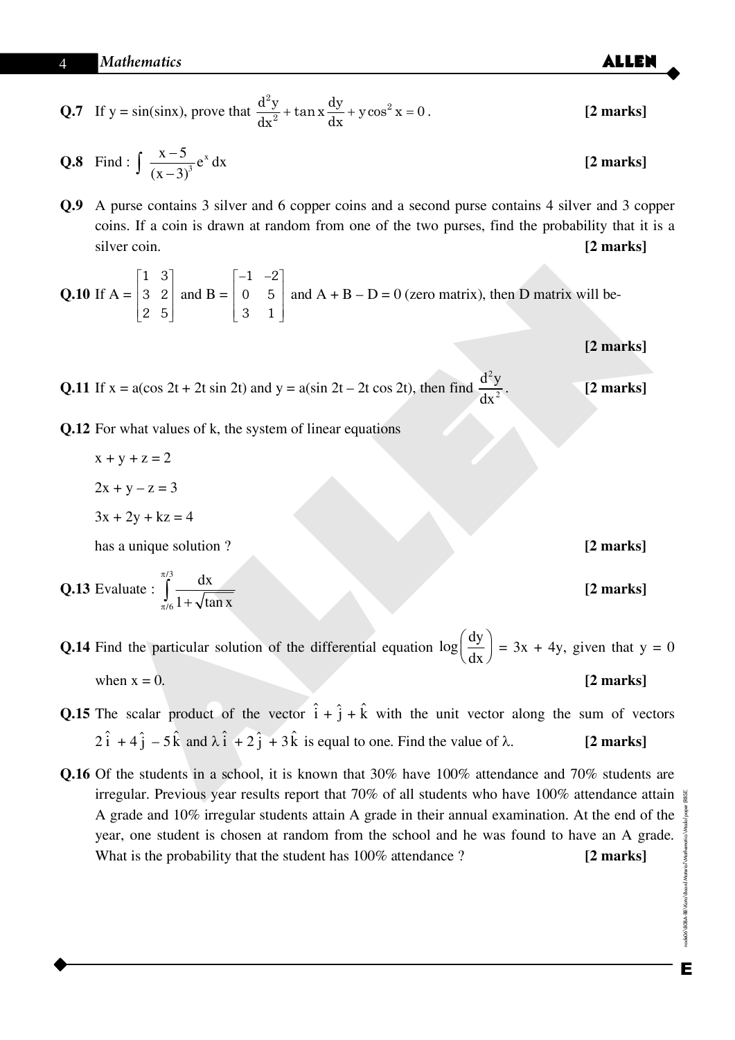**Q.7** If y = sin(sinx), prove that $\frac{d^2y}{dx^2} + \tan x \frac{dy}{dx} + y\cos^2 x = 0$. **[2 marks]**

**Q.8** Find : $\int \frac{x-5}{(x-3)^3} e^x \, dx$ **[2 marks]**

**Q.9** A purse contains 3 silver and 6 copper coins and a second purse contains 4 silver and 3 copper coins. If a coin is drawn at random from one of the two purses, find the probability that it is a silver coin. **[2 marks]**

**Q.10** If A = $\begin{bmatrix} 1 & 3 \\ 3 & 2 \\ 2 & 5 \end{bmatrix}$ and B = $\begin{bmatrix} -1 & -2 \\ 0 & 5 \\ 3 & 1 \end{bmatrix}$ and A + B – D = 0 (zero matrix), then D matrix will be-

**[2 marks]**

**Q.11** If x = a(cos 2t + 2t sin 2t) and y = a(sin 2t – 2t cos 2t), then find $\frac{d^2y}{dx^2}$. **[2 marks]**

**Q.12** For what values of k, the system of linear equations

$x + y + z = 2$

$2x + y - z = 3$

$3x + 2y + kz = 4$

has a unique solution ? **[2 marks]**

**Q.13** Evaluate : $\int_{\pi/6}^{\pi/3} \frac{dx}{1+\sqrt{\tan x}}$ **[2 marks]**

**Q.14** Find the particular solution of the differential equation $\log\left(\frac{dy}{dx}\right) = 3x + 4y$, given that y = 0 when x = 0. **[2 marks]**

**Q.15** The scalar product of the vector $\hat{i} + \hat{j} + \hat{k}$ with the unit vector along the sum of vectors $2\hat{i} + 4\hat{j} - 5\hat{k}$ and $\lambda\hat{i} + 2\hat{j} + 3\hat{k}$ is equal to one. Find the value of $\lambda$. **[2 marks]**

**Q.16** Of the students in a school, it is known that 30% have 100% attendance and 70% students are irregular. Previous year results report that 70% of all students who have 100% attendance attain A grade and 10% irregular students attain A grade in their annual examination. At the end of the year, one student is chosen at random from the school and he was found to have an A grade. What is the probability that the student has 100% attendance ? **[2 marks]**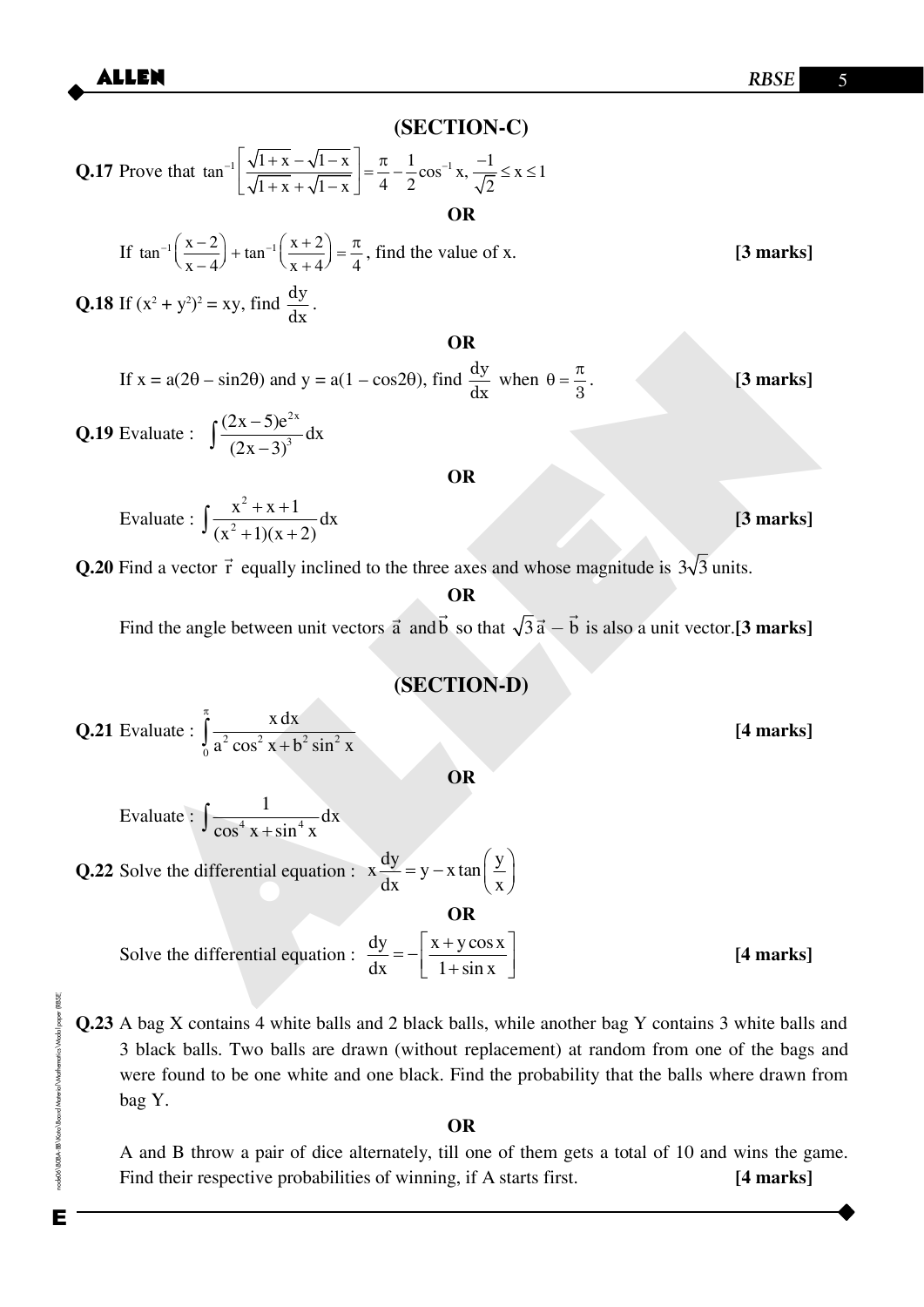## (SECTION-C)

**Q.17** Prove that $\tan^{-1}\left[\dfrac{\sqrt{1+x}-\sqrt{1-x}}{\sqrt{1+x}+\sqrt{1-x}}\right]=\dfrac{\pi}{4}-\dfrac{1}{2}\cos^{-1}x,\ \dfrac{-1}{\sqrt{2}}\le x\le 1$

**OR**

If $\tan^{-1}\left(\dfrac{x-2}{x-4}\right)+\tan^{-1}\left(\dfrac{x+2}{x+4}\right)=\dfrac{\pi}{4}$, find the value of x. **[3 marks]**

**Q.18** If $(x^2 + y^2)^2 = xy$, find $\dfrac{dy}{dx}$.

**OR**

If $x = a(2\theta - \sin2\theta)$ and $y = a(1 - \cos2\theta)$, find $\dfrac{dy}{dx}$ when $\theta=\dfrac{\pi}{3}$. **[3 marks]**

**Q.19** Evaluate : $\displaystyle\int\frac{(2x-5)e^{2x}}{(2x-3)^3}dx$

**OR**

Evaluate : $\displaystyle\int\frac{x^2+x+1}{(x^2+1)(x+2)}dx$ **[3 marks]**

**Q.20** Find a vector $\vec{r}$ equally inclined to the three axes and whose magnitude is $3\sqrt{3}$ units.

**OR**

Find the angle between unit vectors $\vec{a}$ and $\vec{b}$ so that $\sqrt{3}\vec{a}-\vec{b}$ is also a unit vector. **[3 marks]**

## (SECTION-D)

**Q.21** Evaluate : $\displaystyle\int_0^{\pi}\frac{x\,dx}{a^2\cos^2x+b^2\sin^2x}$ **[4 marks]**

**OR**

Evaluate : $\displaystyle\int\frac{1}{\cos^4x+\sin^4x}dx$

**Q.22** Solve the differential equation : $x\dfrac{dy}{dx}=y-x\tan\left(\dfrac{y}{x}\right)$

**OR**

Solve the differential equation : $\dfrac{dy}{dx}=-\left[\dfrac{x+y\cos x}{1+\sin x}\right]$ **[4 marks]**

**Q.23** A bag X contains 4 white balls and 2 black balls, while another bag Y contains 3 white balls and 3 black balls. Two balls are drawn (without replacement) at random from one of the bags and were found to be one white and one black. Find the probability that the balls where drawn from bag Y.

**OR**

A and B throw a pair of dice alternately, till one of them gets a total of 10 and wins the game. Find their respective probabilities of winning, if A starts first. **[4 marks]**